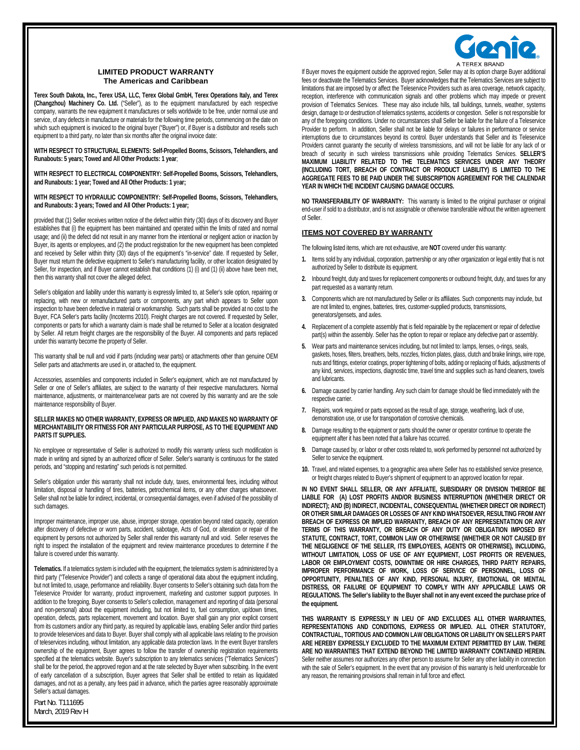# LIMITED PRODUCT WARRANTY
## The Americas and Caribbean

**Terex South Dakota, Inc., Terex USA, LLC, Terex Global GmbH, Terex Operations Italy, and Terex (Changzhou) Machinery Co. Ltd.** ("Seller"), as to the equipment manufactured by each respective company, warrants the new equipment it manufactures or sells worldwide to be free, under normal use and service, of any defects in manufacture or materials for the following time periods, commencing on the date on which such equipment is invoiced to the original buyer ("Buyer") or, if Buyer is a distributor and resells such equipment to a third party, no later than six months after the original invoice date:

**WITH RESPECT TO STRUCTURAL ELEMENTS: Self-Propelled Booms, Scissors, Telehandlers, and Runabouts: 5 years; Towed and All Other Products: 1 year**;

**WITH RESPECT TO ELECTRICAL COMPONENTRY: Self-Propelled Booms, Scissors, Telehandlers, and Runabouts: 1 year; Towed and All Other Products: 1 year;**

**WITH RESPECT TO HYDRAULIC COMPONENTRY: Self-Propelled Booms, Scissors, Telehandlers, and Runabouts: 3 years; Towed and All Other Products: 1 year;**

provided that (1) Seller receives written notice of the defect within thirty (30) days of its discovery and Buyer establishes that (i) the equipment has been maintained and operated within the limits of rated and normal usage; and (ii) the defect did not result in any manner from the intentional or negligent action or inaction by Buyer, its agents or employees, and (2) the product registration for the new equipment has been completed and received by Seller within thirty (30) days of the equipment's "in-service" date. If requested by Seller, Buyer must return the defective equipment to Seller's manufacturing facility, or other location designated by Seller, for inspection, and if Buyer cannot establish that conditions (1) (i) and (1) (ii) above have been met, then this warranty shall not cover the alleged defect.

Seller's obligation and liability under this warranty is expressly limited to, at Seller's sole option, repairing or replacing, with new or remanufactured parts or components, any part which appears to Seller upon inspection to have been defective in material or workmanship. Such parts shall be provided at no cost to the Buyer, FCA Seller's parts facility (Incoterms 2010). Freight charges are not covered. If requested by Seller, components or parts for which a warranty claim is made shall be returned to Seller at a location designated by Seller. All return freight charges are the responsibility of the Buyer. All components and parts replaced under this warranty become the property of Seller.

This warranty shall be null and void if parts (including wear parts) or attachments other than genuine OEM Seller parts and attachments are used in, or attached to, the equipment.

Accessories, assemblies and components included in Seller's equipment, which are not manufactured by Seller or one of Seller's affiliates, are subject to the warranty of their respective manufacturers. Normal maintenance, adjustments, or maintenance/wear parts are not covered by this warranty and are the sole maintenance responsibility of Buyer.

**SELLER MAKES NO OTHER WARRANTY, EXPRESS OR IMPLIED, AND MAKES NO WARRANTY OF MERCHANTABILITY OR FITNESS FOR ANY PARTICULAR PURPOSE, AS TO THE EQUIPMENT AND PARTS IT SUPPLIES.**

No employee or representative of Seller is authorized to modify this warranty unless such modification is made in writing and signed by an authorized officer of Seller. Seller's warranty is continuous for the stated periods, and "stopping and restarting" such periods is not permitted.

Seller's obligation under this warranty shall not include duty, taxes, environmental fees, including without limitation, disposal or handling of tires, batteries, petrochemical items, or any other charges whatsoever. Seller shall not be liable for indirect, incidental, or consequential damages, even if advised of the possibility of such damages.

Improper maintenance, improper use, abuse, improper storage, operation beyond rated capacity, operation after discovery of defective or worn parts, accident, sabotage, Acts of God, or alteration or repair of the equipment by persons not authorized by Seller shall render this warranty null and void. Seller reserves the right to inspect the installation of the equipment and review maintenance procedures to determine if the failure is covered under this warranty.

**Telematics.** If a telematics system is included with the equipment, the telematics system is administered by a third party ("Teleservice Provider") and collects a range of operational data about the equipment including, but not limited to, usage, performance and reliability. Buyer consents to Seller's obtaining such data from the Teleservice Provider for warranty, product improvement, marketing and customer support purposes. In addition to the foregoing, Buyer consents to Seller's collection, management and reporting of data (personal and non-personal) about the equipment including, but not limited to, fuel consumption, up/down times, operation, defects, parts replacement, movement and location. Buyer shall gain any prior explicit consent from its customers and/or any third party, as required by applicable laws, enabling Seller and/or third parties to provide teleservices and data to Buyer. Buyer shall comply with all applicable laws relating to the provision of teleservices including, without limitation, any applicable data protection laws. In the event Buyer transfers ownership of the equipment, Buyer agrees to follow the transfer of ownership registration requirements specified at the telematics website. Buyer's subscription to any telematics services ("Telematics Services") shall be for the period, the approved region and at the rate selected by Buyer when subscribing. In the event of early cancellation of a subscription, Buyer agrees that Seller shall be entitled to retain as liquidated damages, and not as a penalty, any fees paid in advance, which the parties agree reasonably approximate Seller's actual damages.

If Buyer moves the equipment outside the approved region, Seller may at its option charge Buyer additional fees or deactivate the Telematics Services. Buyer acknowledges that the Telematics Services are subject to limitations that are imposed by or affect the Teleservice Providers such as area coverage, network capacity, reception, interference with communication signals and other problems which may impede or prevent provision of Telematics Services. These may also include hills, tall buildings, tunnels, weather, systems design, damage to or destruction of telematics systems, accidents or congestion. Seller is not responsible for any of the foregoing conditions. Under no circumstances shall Seller be liable for the failure of a Teleservice Provider to perform. In addition, Seller shall not be liable for delays or failures in performance or service interruptions due to circumstances beyond its control. Buyer understands that Seller and its Teleservice Providers cannot guaranty the security of wireless transmissions, and will not be liable for any lack of or breach of security in such wireless transmissions while providing Telematics Services. **SELLER'S MAXIMUM LIABILITY RELATED TO THE TELEMATICS SERVICES UNDER ANY THEORY (INCLUDING TORT, BREACH OF CONTRACT OR PRODUCT LIABILITY) IS LIMITED TO THE AGGREGATE FEES TO BE PAID UNDER THE SUBSCRIPTION AGREEMENT FOR THE CALENDAR YEAR IN WHICH THE INCIDENT CAUSING DAMAGE OCCURS.**

**NO TRANSFERABILITY OF WARRANTY:** This warranty is limited to the original purchaser or original end-user if sold to a distributor, and is not assignable or otherwise transferable without the written agreement of Seller.

## ITEMS NOT COVERED BY WARRANTY

The following listed items, which are not exhaustive, are **NOT** covered under this warranty:

1. Items sold by any individual, corporation, partnership or any other organization or legal entity that is not authorized by Seller to distribute its equipment.
2. Inbound freight, duty and taxes for replacement components or outbound freight, duty, and taxes for any part requested as a warranty return.
3. Components which are not manufactured by Seller or its affiliates. Such components may include, but are not limited to, engines, batteries, tires, customer-supplied products, transmissions, generators/gensets, and axles.
4. Replacement of a complete assembly that is field repairable by the replacement or repair of defective part(s) within the assembly. Seller has the option to repair or replace any defective part or assembly.
5. Wear parts and maintenance services including, but not limited to: lamps, lenses, o-rings, seals, gaskets, hoses, filters, breathers, belts, nozzles, friction plates, glass, clutch and brake linings, wire rope, nuts and fittings, exterior coatings, proper tightening of bolts, adding or replacing of fluids, adjustments of any kind, services, inspections, diagnostic time, travel time and supplies such as hand cleaners, towels and lubricants.
6. Damage caused by carrier handling. Any such claim for damage should be filed immediately with the respective carrier.
7. Repairs, work required or parts exposed as the result of age, storage, weathering, lack of use, demonstration use, or use for transportation of corrosive chemicals.
8. Damage resulting to the equipment or parts should the owner or operator continue to operate the equipment after it has been noted that a failure has occurred.
9. Damage caused by, or labor or other costs related to, work performed by personnel not authorized by Seller to service the equipment.
10. Travel, and related expenses, to a geographic area where Seller has no established service presence, or freight charges related to Buyer's shipment of equipment to an approved location for repair.

**IN NO EVENT SHALL SELLER, OR ANY AFFILIATE, SUBSIDIARY OR DIVISION THEREOF BE LIABLE FOR (A) LOST PROFITS AND/OR BUSINESS INTERRUPTION (WHETHER DIRECT OR INDIRECT); AND (B) INDIRECT, INCIDENTAL, CONSEQUENTIAL (WHETHER DIRECT OR INDIRECT) OR OTHER SIMILAR DAMAGES OR LOSSES OF ANY KIND WHATSOEVER, RESULTING FROM ANY BREACH OF EXPRESS OR IMPLIED WARRANTY, BREACH OF ANY REPRESENTATION OR ANY TERMS OF THIS WARRANTY, OR BREACH OF ANY DUTY OR OBLIGATION IMPOSED BY STATUTE, CONTRACT, TORT, COMMON LAW OR OTHERWISE (WHETHER OR NOT CAUSED BY THE NEGLIGENCE OF THE SELLER, ITS EMPLOYEES, AGENTS OR OTHERWISE), INCLUDING, WITHOUT LIMITATION, LOSS OF USE OF ANY EQUIPMENT, LOST PROFITS OR REVENUES, LABOR OR EMPLOYMENT COSTS, DOWNTIME OR HIRE CHARGES, THIRD PARTY REPAIRS, IMPROPER PERFORMANCE OF WORK, LOSS OF SERVICE OF PERSONNEL, LOSS OF OPPORTUNITY, PENALTIES OF ANY KIND, PERSONAL INJURY, EMOTIONAL OR MENTAL DISTRESS, OR FAILURE OF EQUIPMENT TO COMPLY WITH ANY APPLICABLE LAWS OR REGULATIONS. The Seller's liability to the Buyer shall not in any event exceed the purchase price of the equipment.**

**THIS WARRANTY IS EXPRESSLY IN LIEU OF AND EXCLUDES ALL OTHER WARRANTIES, REPRESENTATIONS AND CONDITIONS, EXPRESS OR IMPLIED. ALL OTHER STATUTORY, CONTRACTUAL, TORTIOUS AND COMMON LAW OBLIGATIONS OR LIABILITY ON SELLER'S PART ARE HEREBY EXPRESSLY EXCLUDED TO THE MAXIMUM EXTENT PERMITTED BY LAW. THERE ARE NO WARRANTIES THAT EXTEND BEYOND THE LIMITED WARRANTY CONTAINED HEREIN.** Seller neither assumes nor authorizes any other person to assume for Seller any other liability in connection with the sale of Seller's equipment. In the event that any provision of this warranty is held unenforceable for any reason, the remaining provisions shall remain in full force and effect.

Part No. T111695
March, 2019 Rev H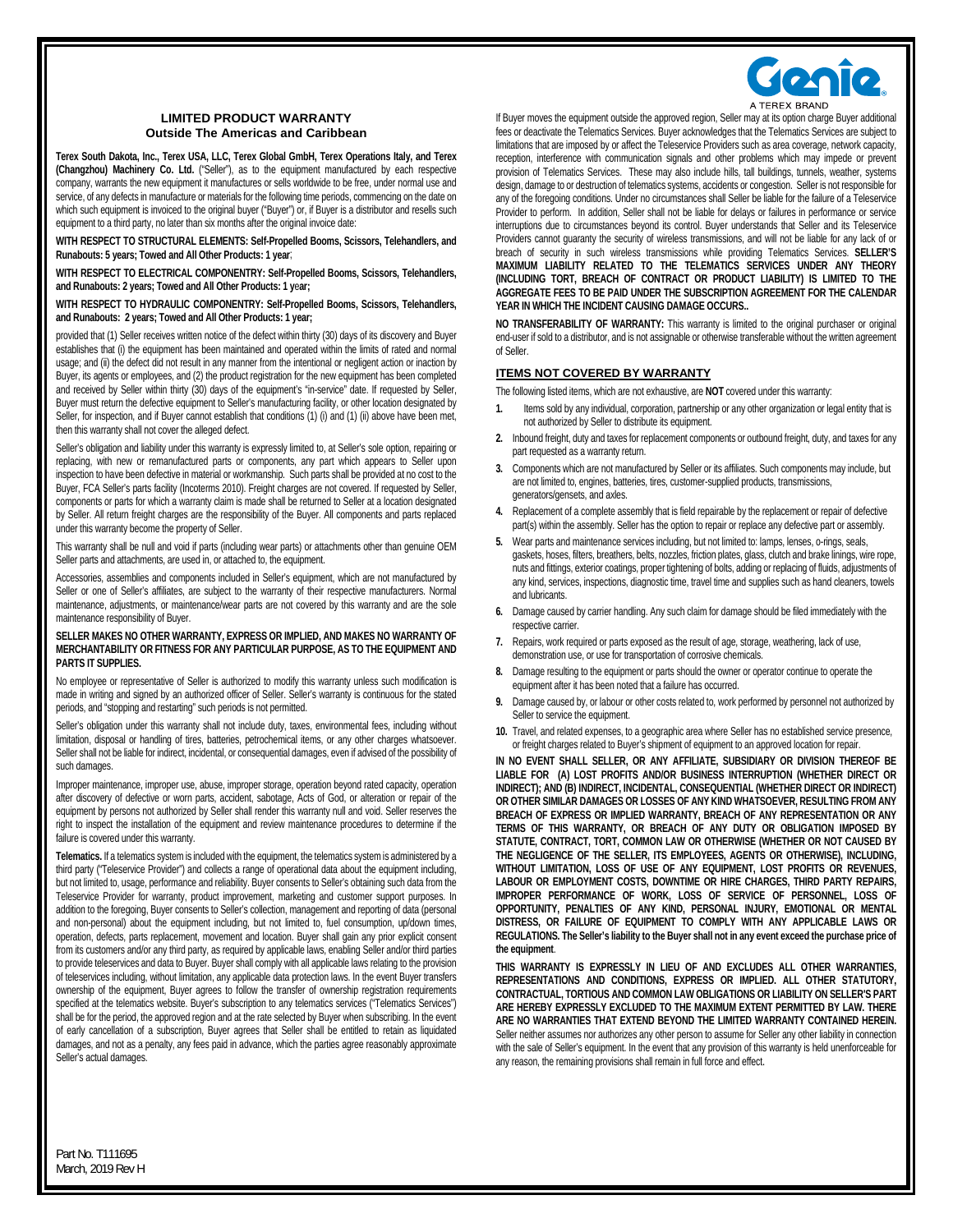# LIMITED PRODUCT WARRANTY
## Outside The Americas and Caribbean

**Terex South Dakota, Inc., Terex USA, LLC, Terex Global GmbH, Terex Operations Italy, and Terex (Changzhou) Machinery Co. Ltd.** ("Seller"), as to the equipment manufactured by each respective company, warrants the new equipment it manufactures or sells worldwide to be free, under normal use and service, of any defects in manufacture or materials for the following time periods, commencing on the date on which such equipment is invoiced to the original buyer ("Buyer") or, if Buyer is a distributor and resells such equipment to a third party, no later than six months after the original invoice date:

**WITH RESPECT TO STRUCTURAL ELEMENTS: Self-Propelled Booms, Scissors, Telehandlers, and Runabouts: 5 years; Towed and All Other Products: 1 year**;

**WITH RESPECT TO ELECTRICAL COMPONENTRY: Self-Propelled Booms, Scissors, Telehandlers, and Runabouts: 2 years; Towed and All Other Products: 1 year;**

**WITH RESPECT TO HYDRAULIC COMPONENTRY: Self-Propelled Booms, Scissors, Telehandlers, and Runabouts: 2 years; Towed and All Other Products: 1 year;**

provided that (1) Seller receives written notice of the defect within thirty (30) days of its discovery and Buyer establishes that (i) the equipment has been maintained and operated within the limits of rated and normal usage; and (ii) the defect did not result in any manner from the intentional or negligent action or inaction by Buyer, its agents or employees, and (2) the product registration for the new equipment has been completed and received by Seller within thirty (30) days of the equipment's "in-service" date. If requested by Seller, Buyer must return the defective equipment to Seller's manufacturing facility, or other location designated by Seller, for inspection, and if Buyer cannot establish that conditions (1) (i) and (1) (ii) above have been met, then this warranty shall not cover the alleged defect.

Seller's obligation and liability under this warranty is expressly limited to, at Seller's sole option, repairing or replacing, with new or remanufactured parts or components, any part which appears to Seller upon inspection to have been defective in material or workmanship. Such parts shall be provided at no cost to the Buyer, FCA Seller's parts facility (Incoterms 2010). Freight charges are not covered. If requested by Seller, components or parts for which a warranty claim is made shall be returned to Seller at a location designated by Seller. All return freight charges are the responsibility of the Buyer. All components and parts replaced under this warranty become the property of Seller.

This warranty shall be null and void if parts (including wear parts) or attachments other than genuine OEM Seller parts and attachments, are used in, or attached to, the equipment.

Accessories, assemblies and components included in Seller's equipment, which are not manufactured by Seller or one of Seller's affiliates, are subject to the warranty of their respective manufacturers. Normal maintenance, adjustments, or maintenance/wear parts are not covered by this warranty and are the sole maintenance responsibility of Buyer.

**SELLER MAKES NO OTHER WARRANTY, EXPRESS OR IMPLIED, AND MAKES NO WARRANTY OF MERCHANTABILITY OR FITNESS FOR ANY PARTICULAR PURPOSE, AS TO THE EQUIPMENT AND PARTS IT SUPPLIES.**

No employee or representative of Seller is authorized to modify this warranty unless such modification is made in writing and signed by an authorized officer of Seller. Seller's warranty is continuous for the stated periods, and "stopping and restarting" such periods is not permitted.

Seller's obligation under this warranty shall not include duty, taxes, environmental fees, including without limitation, disposal or handling of tires, batteries, petrochemical items, or any other charges whatsoever. Seller shall not be liable for indirect, incidental, or consequential damages, even if advised of the possibility of such damages.

Improper maintenance, improper use, abuse, improper storage, operation beyond rated capacity, operation after discovery of defective or worn parts, accident, sabotage, Acts of God, or alteration or repair of the equipment by persons not authorized by Seller shall render this warranty null and void. Seller reserves the right to inspect the installation of the equipment and review maintenance procedures to determine if the failure is covered under this warranty.

**Telematics.** If a telematics system is included with the equipment, the telematics system is administered by a third party ("Teleservice Provider") and collects a range of operational data about the equipment including, but not limited to, usage, performance and reliability. Buyer consents to Seller's obtaining such data from the Teleservice Provider for warranty, product improvement, marketing and customer support purposes. In addition to the foregoing, Buyer consents to Seller's collection, management and reporting of data (personal and non-personal) about the equipment including, but not limited to, fuel consumption, up/down times, operation, defects, parts replacement, movement and location. Buyer shall gain any prior explicit consent from its customers and/or any third party, as required by applicable laws, enabling Seller and/or third parties to provide teleservices and data to Buyer. Buyer shall comply with all applicable laws relating to the provision of teleservices including, without limitation, any applicable data protection laws. In the event Buyer transfers ownership of the equipment, Buyer agrees to follow the transfer of ownership registration requirements specified at the telematics website. Buyer's subscription to any telematics services ("Telematics Services") shall be for the period, the approved region and at the rate selected by Buyer when subscribing. In the event of early cancellation of a subscription, Buyer agrees that Seller shall be entitled to retain as liquidated damages, and not as a penalty, any fees paid in advance, which the parties agree reasonably approximate Seller's actual damages.

If Buyer moves the equipment outside the approved region, Seller may at its option charge Buyer additional fees or deactivate the Telematics Services. Buyer acknowledges that the Telematics Services are subject to limitations that are imposed by or affect the Teleservice Providers such as area coverage, network capacity, reception, interference with communication signals and other problems which may impede or prevent provision of Telematics Services. These may also include hills, tall buildings, tunnels, weather, systems design, damage to or destruction of telematics systems, accidents or congestion. Seller is not responsible for any of the foregoing conditions. Under no circumstances shall Seller be liable for the failure of a Teleservice Provider to perform. In addition, Seller shall not be liable for delays or failures in performance or service interruptions due to circumstances beyond its control. Buyer understands that Seller and its Teleservice Providers cannot guaranty the security of wireless transmissions, and will not be liable for any lack of or breach of security in such wireless transmissions while providing Telematics Services. **SELLER'S MAXIMUM LIABILITY RELATED TO THE TELEMATICS SERVICES UNDER ANY THEORY (INCLUDING TORT, BREACH OF CONTRACT OR PRODUCT LIABILITY) IS LIMITED TO THE AGGREGATE FEES TO BE PAID UNDER THE SUBSCRIPTION AGREEMENT FOR THE CALENDAR YEAR IN WHICH THE INCIDENT CAUSING DAMAGE OCCURS..**

**NO TRANSFERABILITY OF WARRANTY:** This warranty is limited to the original purchaser or original end-user if sold to a distributor, and is not assignable or otherwise transferable without the written agreement of Seller.

## ITEMS NOT COVERED BY WARRANTY

The following listed items, which are not exhaustive, are **NOT** covered under this warranty:

1. Items sold by any individual, corporation, partnership or any other organization or legal entity that is not authorized by Seller to distribute its equipment.
2. Inbound freight, duty and taxes for replacement components or outbound freight, duty, and taxes for any part requested as a warranty return.
3. Components which are not manufactured by Seller or its affiliates. Such components may include, but are not limited to, engines, batteries, tires, customer-supplied products, transmissions, generators/gensets, and axles.
4. Replacement of a complete assembly that is field repairable by the replacement or repair of defective part(s) within the assembly. Seller has the option to repair or replace any defective part or assembly.
5. Wear parts and maintenance services including, but not limited to: lamps, lenses, o-rings, seals, gaskets, hoses, filters, breathers, belts, nozzles, friction plates, glass, clutch and brake linings, wire rope, nuts and fittings, exterior coatings, proper tightening of bolts, adding or replacing of fluids, adjustments of any kind, services, inspections, diagnostic time, travel time and supplies such as hand cleaners, towels and lubricants.
6. Damage caused by carrier handling. Any such claim for damage should be filed immediately with the respective carrier.
7. Repairs, work required or parts exposed as the result of age, storage, weathering, lack of use, demonstration use, or use for transportation of corrosive chemicals.
8. Damage resulting to the equipment or parts should the owner or operator continue to operate the equipment after it has been noted that a failure has occurred.
9. Damage caused by, or labour or other costs related to, work performed by personnel not authorized by Seller to service the equipment.
10. Travel, and related expenses, to a geographic area where Seller has no established service presence, or freight charges related to Buyer's shipment of equipment to an approved location for repair.

**IN NO EVENT SHALL SELLER, OR ANY AFFILIATE, SUBSIDIARY OR DIVISION THEREOF BE LIABLE FOR (A) LOST PROFITS AND/OR BUSINESS INTERRUPTION (WHETHER DIRECT OR INDIRECT); AND (B) INDIRECT, INCIDENTAL, CONSEQUENTIAL (WHETHER DIRECT OR INDIRECT) OR OTHER SIMILAR DAMAGES OR LOSSES OF ANY KIND WHATSOEVER, RESULTING FROM ANY BREACH OF EXPRESS OR IMPLIED WARRANTY, BREACH OF ANY REPRESENTATION OR ANY TERMS OF THIS WARRANTY, OR BREACH OF ANY DUTY OR OBLIGATION IMPOSED BY STATUTE, CONTRACT, TORT, COMMON LAW OR OTHERWISE (WHETHER OR NOT CAUSED BY THE NEGLIGENCE OF THE SELLER, ITS EMPLOYEES, AGENTS OR OTHERWISE), INCLUDING, WITHOUT LIMITATION, LOSS OF USE OF ANY EQUIPMENT, LOST PROFITS OR REVENUES, LABOUR OR EMPLOYMENT COSTS, DOWNTIME OR HIRE CHARGES, THIRD PARTY REPAIRS, IMPROPER PERFORMANCE OF WORK, LOSS OF SERVICE OF PERSONNEL, LOSS OF OPPORTUNITY, PENALTIES OF ANY KIND, PERSONAL INJURY, EMOTIONAL OR MENTAL DISTRESS, OR FAILURE OF EQUIPMENT TO COMPLY WITH ANY APPLICABLE LAWS OR REGULATIONS. The Seller's liability to the Buyer shall not in any event exceed the purchase price of the equipment**.

**THIS WARRANTY IS EXPRESSLY IN LIEU OF AND EXCLUDES ALL OTHER WARRANTIES, REPRESENTATIONS AND CONDITIONS, EXPRESS OR IMPLIED. ALL OTHER STATUTORY, CONTRACTUAL, TORTIOUS AND COMMON LAW OBLIGATIONS OR LIABILITY ON SELLER'S PART ARE HEREBY EXPRESSLY EXCLUDED TO THE MAXIMUM EXTENT PERMITTED BY LAW. THERE ARE NO WARRANTIES THAT EXTEND BEYOND THE LIMITED WARRANTY CONTAINED HEREIN.** Seller neither assumes nor authorizes any other person to assume for Seller any other liability in connection with the sale of Seller's equipment. In the event that any provision of this warranty is held unenforceable for any reason, the remaining provisions shall remain in full force and effect.

Part No. T111695
March, 2019 Rev H